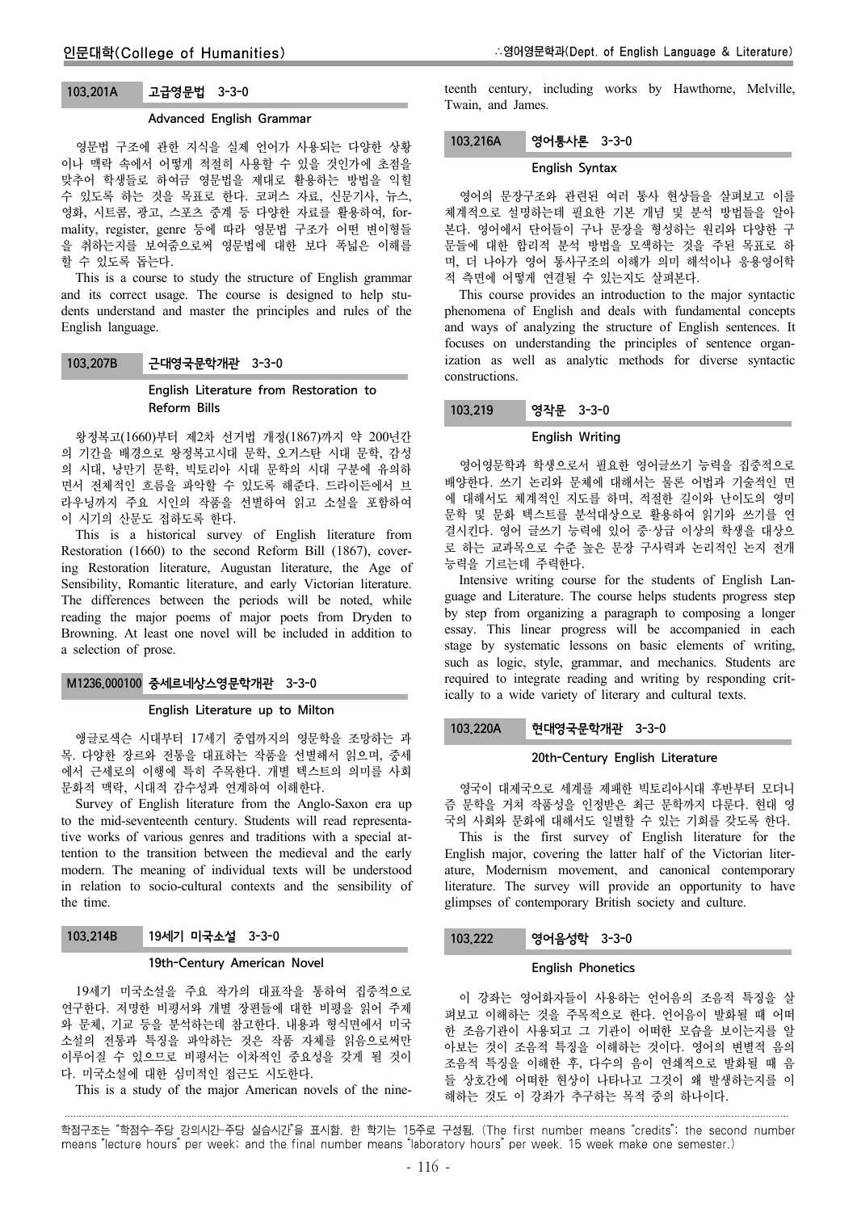### 103.201A 고급영문법 3-3-0

#### Advanced English Grammar

영문법 구조에 관한 지식을 실제 언어가 사용되는 다양한 상황이나 맥락 속에서 어떻게 적절히 사용할 수 있을 것인가에 초점을 맞추어 학생들로 하여금 영문법을 제대로 활용하는 방법을 익힐 수 있도록 하는 것을 목표로 한다. 코퍼스 자료, 신문기사, 뉴스, 영화, 시트콤, 광고, 스포츠 중계 등 다양한 자료를 활용하여, formality, register, genre 등에 따라 영문법 구조가 어떤 변이형들을 취하는지를 보여줌으로써 영문법에 대한 보다 폭넓은 이해를 할 수 있도록 돕는다.

This is a course to study the structure of English grammar and its correct usage. The course is designed to help students understand and master the principles and rules of the English language.

### 103.207B 근대영국문학개관 3-3-0

#### English Literature from Restoration to Reform Bills

왕정복고(1660)부터 제2차 선거법 개정(1867)까지 약 200년간의 기간을 배경으로 왕정복고시대 문학, 오거스탄 시대 문학, 감성의 시대, 낭만기 문학, 빅토리아 시대 문학의 시대 구분에 유의하면서 전체적인 흐름을 파악할 수 있도록 해준다. 드라이든에서 브라우닝까지 주요 시인의 작품을 선별하여 읽고 소설을 포함하여 이 시기의 산문도 접하도록 한다.

This is a historical survey of English literature from Restoration (1660) to the second Reform Bill (1867), covering Restoration literature, Augustan literature, the Age of Sensibility, Romantic literature, and early Victorian literature. The differences between the periods will be noted, while reading the major poems of major poets from Dryden to Browning. At least one novel will be included in addition to a selection of prose.

### M1236.000100 중세르네상스영문학개관 3-3-0

#### English Literature up to Milton

앵글로색슨 시대부터 17세기 중엽까지의 영문학을 조망하는 과목. 다양한 장르와 전통을 대표하는 작품을 선별해서 읽으며, 중세에서 근세로의 이행에 특히 주목한다. 개별 텍스트의 의미를 사회문화적 맥락, 시대적 감수성과 연계하여 이해한다.

Survey of English literature from the Anglo-Saxon era up to the mid-seventeenth century. Students will read representative works of various genres and traditions with a special attention to the transition between the medieval and the early modern. The meaning of individual texts will be understood in relation to socio-cultural contexts and the sensibility of the time.

### 103.214B 19세기 미국소설 3-3-0

#### 19th-Century American Novel

19세기 미국소설을 주요 작가의 대표작을 통하여 집중적으로 연구한다. 저명한 비평서와 개별 장편들에 대한 비평을 읽어 주제와 문체, 기교 등을 분석하는데 참고한다. 내용과 형식면에서 미국소설의 전통과 특징을 파악하는 것은 작품 자체를 읽음으로써만 이루어질 수 있으므로 비평서는 이차적인 중요성을 갖게 될 것이다. 미국소설에 대한 심미적인 접근도 시도한다.

This is a study of the major American novels of the nineteenth century, including works by Hawthorne, Melville, Twain, and James.

### 103.216A 영어통사론 3-3-0

#### English Syntax

영어의 문장구조와 관련된 여러 통사 현상들을 살펴보고 이를 체계적으로 설명하는데 필요한 기본 개념 및 분석 방법들을 알아본다. 영어에서 단어들이 구나 문장을 형성하는 원리와 다양한 구문들에 대한 합리적 분석 방법을 모색하는 것을 주된 목표로 하며, 더 나아가 영어 통사구조의 이해가 의미 해석이나 응용영어학적 측면에 어떻게 연결될 수 있는지도 살펴본다.

This course provides an introduction to the major syntactic phenomena of English and deals with fundamental concepts and ways of analyzing the structure of English sentences. It focuses on understanding the principles of sentence organization as well as analytic methods for diverse syntactic constructions.

### 103.219 영작문 3-3-0

#### English Writing

영어영문학과 학생으로서 필요한 영어글쓰기 능력을 집중적으로 배양한다. 쓰기 논리와 문체에 대해서는 물론 어법과 기술적인 면에 대해서도 체계적인 지도를 하며, 적절한 길이와 난이도의 영미문학 및 문화 텍스트를 분석대상으로 활용하여 읽기와 쓰기를 연결시킨다. 영어 글쓰기 능력에 있어 중·상급 이상의 학생을 대상으로 하는 교과목으로 수준 높은 문장 구사력과 논리적인 논지 전개 능력을 기르는데 주력한다.

Intensive writing course for the students of English Language and Literature. The course helps students progress step by step from organizing a paragraph to composing a longer essay. This linear progress will be accompanied in each stage by systematic lessons on basic elements of writing, such as logic, style, grammar, and mechanics. Students are required to integrate reading and writing by responding critically to a wide variety of literary and cultural texts.

### 103.220A 현대영국문학개관 3-3-0

#### 20th-Century English Literature

영국이 대제국으로 세계를 제패한 빅토리아시대 후반부터 모더니즘 문학을 거쳐 작품성을 인정받은 최근 문학까지 다룬다. 현대 영국의 사회와 문화에 대해서도 일별할 수 있는 기회를 갖도록 한다.

This is the first survey of English literature for the English major, covering the latter half of the Victorian literature, Modernism movement, and canonical contemporary literature. The survey will provide an opportunity to have glimpses of contemporary British society and culture.

### 103.222 영어음성학 3-3-0

#### English Phonetics

이 강좌는 영어화자들이 사용하는 언어음의 조음적 특징을 살펴보고 이해하는 것을 주목적으로 한다. 언어음이 발화될 때 어떠한 조음기관이 사용되고 그 기관이 어떠한 모습을 보이는지를 알아보는 것이 조음적 특징을 이해하는 것이다. 영어의 변별적 음의 조음적 특징을 이해한 후, 다수의 음이 연쇄적으로 발화될 때 음들 상호간에 어떠한 현상이 나타나고 그것이 왜 발생하는지를 이해하는 것도 이 강좌가 추구하는 목적 중의 하나이다.

---

학점구조는 "학점수-주당 강의시간-주당 실습시간"을 표시함. 한 학기는 15주로 구성됨. (The first number means "credits"; the second number means "lecture hours" per week; and the final number means "laboratory hours" per week. 15 week make one semester.)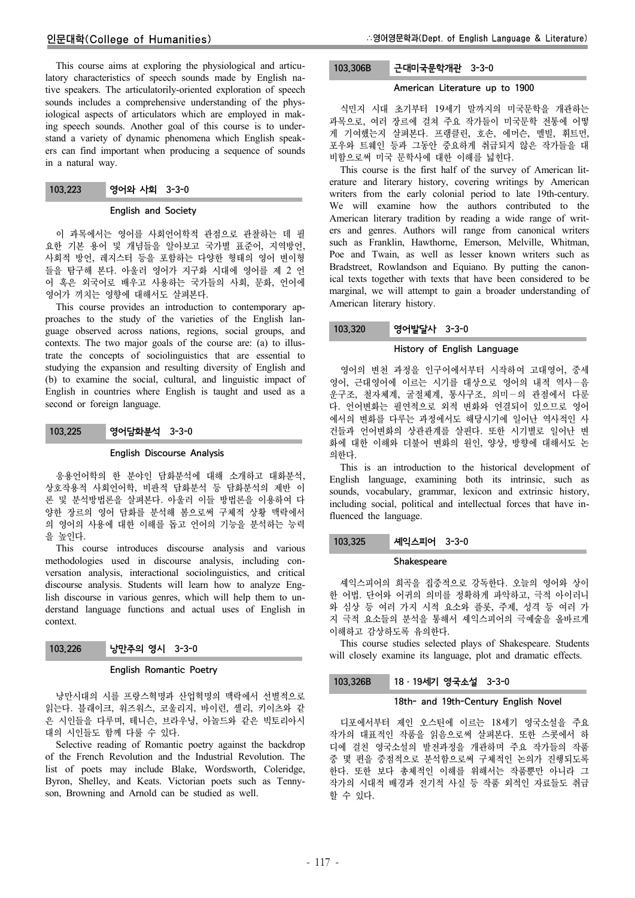This course aims at exploring the physiological and articulatory characteristics of speech sounds made by English native speakers. The articulatorily-oriented exploration of speech sounds includes a comprehensive understanding of the physiological aspects of articulators which are employed in making speech sounds. Another goal of this course is to understand a variety of dynamic phenomena which English speakers can find important when producing a sequence of sounds in a natural way.

## 103.223 영어와 사회 3-3-0

### English and Society

이 과목에서는 영어를 사회언어학적 관점으로 관찰하는 데 필요한 기본 용어 및 개념들을 알아보고 국가별 표준어, 지역방언, 사회적 방언, 레지스터 등을 포함하는 다양한 형태의 영어 변이형들을 탐구해 본다. 아울러 영어가 지구화 시대에 영어를 제 2 언어 혹은 외국어로 배우고 사용하는 국가들의 사회, 문화, 언어에 영어가 끼치는 영향에 대해서도 살펴본다.

This course provides an introduction to contemporary approaches to the study of the varieties of the English language observed across nations, regions, social groups, and contexts. The two major goals of the course are: (a) to illustrate the concepts of sociolinguistics that are essential to studying the expansion and resulting diversity of English and (b) to examine the social, cultural, and linguistic impact of English in countries where English is taught and used as a second or foreign language.

## 103.225 영어담화분석 3-3-0

### English Discourse Analysis

응용언어학의 한 분야인 담화분석에 대해 소개하고 대화분석, 상호작용적 사회언어학, 비판적 담화분석 등 담화분석의 제반 이론 및 분석방법론을 살펴본다. 아울러 이들 방법론을 이용하여 다양한 장르의 영어 담화를 분석해 봄으로써 구체적 상황 맥락에서의 영어의 사용에 대한 이해를 돕고 언어의 기능을 분석하는 능력을 높인다.

This course introduces discourse analysis and various methodologies used in discourse analysis, including conversation analysis, interactional sociolinguistics, and critical discourse analysis. Students will learn how to analyze English discourse in various genres, which will help them to understand language functions and actual uses of English in context.

## 103.226 낭만주의 영시 3-3-0

### English Romantic Poetry

낭만시대의 시를 프랑스혁명과 산업혁명의 맥락에서 선별적으로 읽는다. 블레이크, 워즈워스, 코울리지, 바이런, 셸리, 키이츠와 같은 시인들을 다루며, 테니슨, 브라우닝, 아놀드와 같은 빅토리아시대의 시인들도 함께 다룰 수 있다.

Selective reading of Romantic poetry against the backdrop of the French Revolution and the Industrial Revolution. The list of poets may include Blake, Wordsworth, Coleridge, Byron, Shelley, and Keats. Victorian poets such as Tennyson, Browning and Arnold can be studied as well.

## 103.306B 근대미국문학개관 3-3-0

### American Literature up to 1900

식민지 시대 초기부터 19세기 말까지의 미국문학을 개관하는 과목으로, 여러 장르에 걸쳐 주요 작가들이 미국문학 전통에 어떻게 기여했는지 살펴본다. 프랭클린, 호손, 에머슨, 멜빌, 휘트먼, 포우와 트웨인 등과 그동안 중요하게 취급되지 않은 작가들을 대비함으로써 미국 문학사에 대한 이해를 넓힌다.

This course is the first half of the survey of American literature and literary history, covering writings by American writers from the early colonial period to late 19th-century. We will examine how the authors contributed to the American literary tradition by reading a wide range of writers and genres. Authors will range from canonical writers such as Franklin, Hawthorne, Emerson, Melville, Whitman, Poe and Twain, as well as lesser known writers such as Bradstreet, Rowlandson and Equiano. By putting the canonical texts together with texts that have been considered to be marginal, we will attempt to gain a broader understanding of American literary history.

## 103.320 영어발달사 3-3-0

### History of English Language

영어의 변천 과정을 인구어에서부터 시작하여 고대영어, 중세영어, 근대영어에 이르는 시기를 대상으로 영어의 내적 역사–음운구조, 철자체계, 굴절체계, 통사구조, 의미–의 관점에서 다룬다. 언어변화는 필연적으로 외적 변화와 연결되어 있으므로 영어에서의 변화를 다루는 과정에서도 해당시기에 일어난 역사적인 사건들과 언어변화의 상관관계를 살핀다. 또한 시기별로 일어난 변화에 대한 이해와 더불어 변화의 원인, 양상, 방향에 대해서도 논의한다.

This is an introduction to the historical development of English language, examining both its intrinsic, such as sounds, vocabulary, grammar, lexicon and extrinsic history, including social, political and intellectual forces that have influenced the language.

## 103.325 셰익스피어 3-3-0

### Shakespeare

셰익스피어의 희곡을 집중적으로 강독한다. 오늘의 영어와 상이한 어법. 단어와 어귀의 의미를 정확하게 파악하고, 극적 아이러니와 심상 등 여러 가지 시적 요소와 플롯, 주제, 성격 등 여러 가지 극적 요소들의 분석을 통해서 셰익스피어의 극예술을 올바르게 이해하고 감상하도록 유의한다.

This course studies selected plays of Shakespeare. Students will closely examine its language, plot and dramatic effects.

## 103.326B 18 · 19세기 영국소설 3-3-0

### 18th- and 19th-Century English Novel

디포에서부터 제인 오스틴에 이르는 18세기 영국소설을 주요 작가의 대표적인 작품을 읽음으로써 살펴본다. 또한 스콧에서 하디에 걸친 영국소설의 발전과정을 개관하며 주요 작가들의 작품 중 몇 편을 중점적으로 분석함으로써 구체적인 논의가 진행되도록 한다. 또한 보다 총체적인 이해를 위해서는 작품뿐만 아니라 그 작가의 시대적 배경과 전기적 사실 등 작품 외적인 자료들도 취급할 수 있다.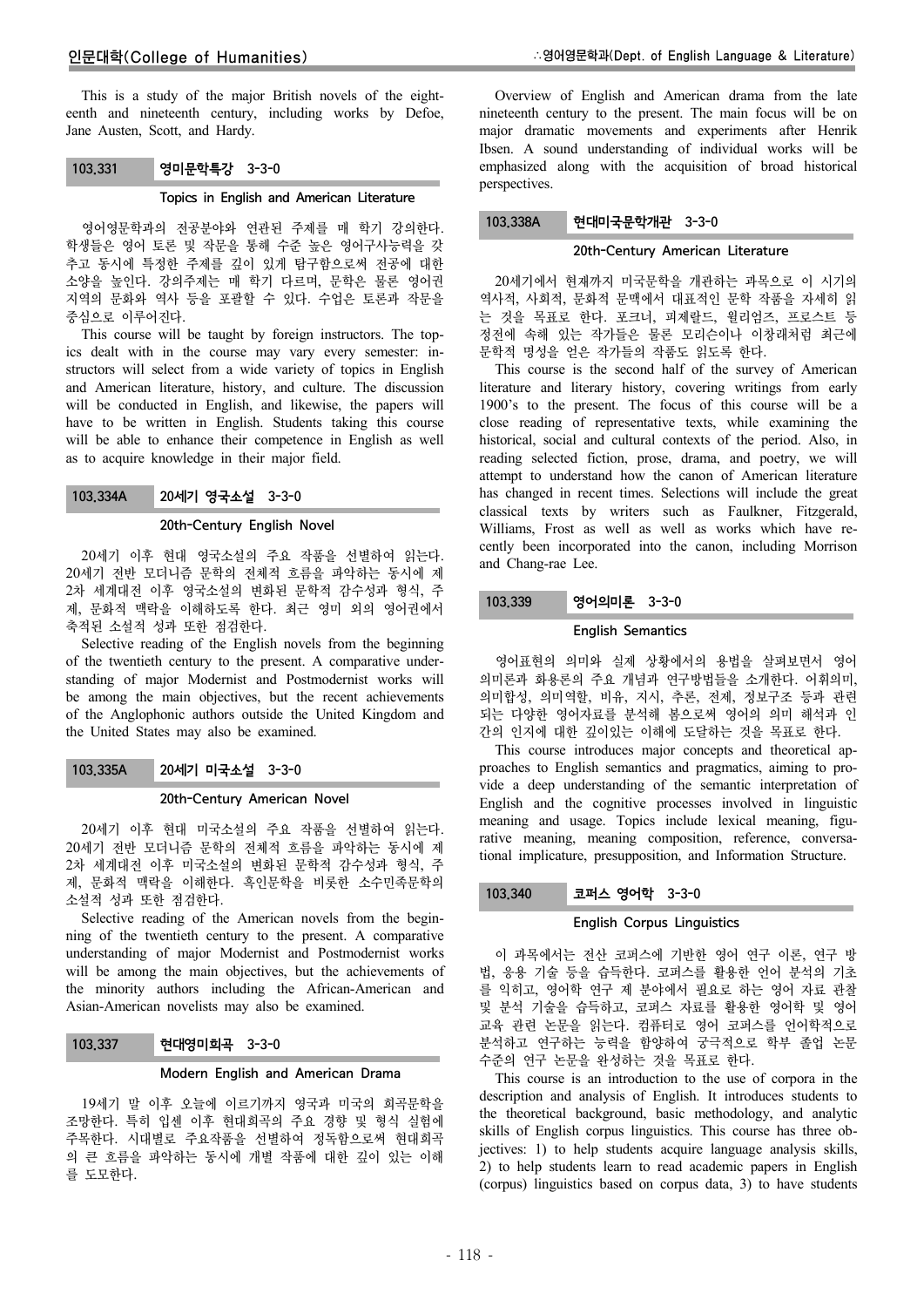This is a study of the major British novels of the eighteenth and nineteenth century, including works by Defoe, Jane Austen, Scott, and Hardy.

### 103.331 영미문학특강 3-3-0

#### Topics in English and American Literature

영어영문학과의 전공분야와 연관된 주제를 매 학기 강의한다. 학생들은 영어 토론 및 작문을 통해 수준 높은 영어구사능력을 갖추고 동시에 특정한 주제를 깊이 있게 탐구함으로써 전공에 대한 소양을 높인다. 강의주제는 매 학기 다르며, 문학은 물론 영어권 지역의 문화와 역사 등을 포괄할 수 있다. 수업은 토론과 작문을 중심으로 이루어진다.

This course will be taught by foreign instructors. The topics dealt with in the course may vary every semester: instructors will select from a wide variety of topics in English and American literature, history, and culture. The discussion will be conducted in English, and likewise, the papers will have to be written in English. Students taking this course will be able to enhance their competence in English as well as to acquire knowledge in their major field.

### 103.334A 20세기 영국소설 3-3-0

#### 20th-Century English Novel

20세기 이후 현대 영국소설의 주요 작품을 선별하여 읽는다. 20세기 전반 모더니즘 문학의 전체적 흐름을 파악하는 동시에 제2차 세계대전 이후 영국소설의 변화된 문학적 감수성과 형식, 주제, 문화적 맥락을 이해하도록 한다. 최근 영미 외의 영어권에서 축적된 소설적 성과 또한 점검한다.

Selective reading of the English novels from the beginning of the twentieth century to the present. A comparative understanding of major Modernist and Postmodernist works will be among the main objectives, but the recent achievements of the Anglophonic authors outside the United Kingdom and the United States may also be examined.

### 103.335A 20세기 미국소설 3-3-0

#### 20th-Century American Novel

20세기 이후 현대 미국소설의 주요 작품을 선별하여 읽는다. 20세기 전반 모더니즘 문학의 전체적 흐름을 파악하는 동시에 제2차 세계대전 이후 미국소설의 변화된 문학적 감수성과 형식, 주제, 문화적 맥락을 이해한다. 흑인문학을 비롯한 소수민족문학의 소설적 성과 또한 점검한다.

Selective reading of the American novels from the beginning of the twentieth century to the present. A comparative understanding of major Modernist and Postmodernist works will be among the main objectives, but the achievements of the minority authors including the African-American and Asian-American novelists may also be examined.

### 103.337 현대영미희곡 3-3-0

#### Modern English and American Drama

19세기 말 이후 오늘에 이르기까지 영국과 미국의 희곡문학을 조망한다. 특히 입센 이후 현대희곡의 주요 경향 및 형식 실험에 주목한다. 시대별로 주요작품을 선별하여 정독함으로써 현대희곡의 큰 흐름을 파악하는 동시에 개별 작품에 대한 깊이 있는 이해를 도모한다.

Overview of English and American drama from the late nineteenth century to the present. The main focus will be on major dramatic movements and experiments after Henrik Ibsen. A sound understanding of individual works will be emphasized along with the acquisition of broad historical perspectives.

### 103.338A 현대미국문학개관 3-3-0

#### 20th-Century American Literature

20세기에서 현재까지 미국문학을 개관하는 과목으로 이 시기의 역사적, 사회적, 문화적 문맥에서 대표적인 문학 작품을 자세히 읽는 것을 목표로 한다. 포크너, 피제랄드, 윌리엄즈, 프로스트 등 정전에 속해 있는 작가들은 물론 모리슨이나 이창래처럼 최근에 문학적 명성을 얻은 작가들의 작품도 읽도록 한다.

This course is the second half of the survey of American literature and literary history, covering writings from early 1900's to the present. The focus of this course will be a close reading of representative texts, while examining the historical, social and cultural contexts of the period. Also, in reading selected fiction, prose, drama, and poetry, we will attempt to understand how the canon of American literature has changed in recent times. Selections will include the great classical texts by writers such as Faulkner, Fitzgerald, Williams, Frost as well as well as works which have recently been incorporated into the canon, including Morrison and Chang-rae Lee.

### 103.339 영어의미론 3-3-0

#### English Semantics

영어표현의 의미와 실제 상황에서의 용법을 살펴보면서 영어 의미론과 화용론의 주요 개념과 연구방법들을 소개한다. 어휘의미, 의미합성, 의미역할, 비유, 지시, 추론, 전제, 정보구조 등과 관련되는 다양한 영어자료를 분석해 봄으로써 영어의 의미 해석과 인간의 인지에 대한 깊이있는 이해에 도달하는 것을 목표로 한다.

This course introduces major concepts and theoretical approaches to English semantics and pragmatics, aiming to provide a deep understanding of the semantic interpretation of English and the cognitive processes involved in linguistic meaning and usage. Topics include lexical meaning, figurative meaning, meaning composition, reference, conversational implicature, presupposition, and Information Structure.

### 103.340 코퍼스 영어학 3-3-0

#### English Corpus Linguistics

이 과목에서는 전산 코퍼스에 기반한 영어 연구 이론, 연구 방법, 응용 기술 등을 습득한다. 코퍼스를 활용한 언어 분석의 기초를 익히고, 영어학 연구 제 분야에서 필요로 하는 영어 자료 관찰 및 분석 기술을 습득하고, 코퍼스 자료를 활용한 영어학 및 영어교육 관련 논문을 읽는다. 컴퓨터로 영어 코퍼스를 언어학적으로 분석하고 연구하는 능력을 함양하여 궁극적으로 학부 졸업 논문 수준의 연구 논문을 완성하는 것을 목표로 한다.

This course is an introduction to the use of corpora in the description and analysis of English. It introduces students to the theoretical background, basic methodology, and analytic skills of English corpus linguistics. This course has three objectives: 1) to help students acquire language analysis skills, 2) to help students learn to read academic papers in English (corpus) linguistics based on corpus data, 3) to have students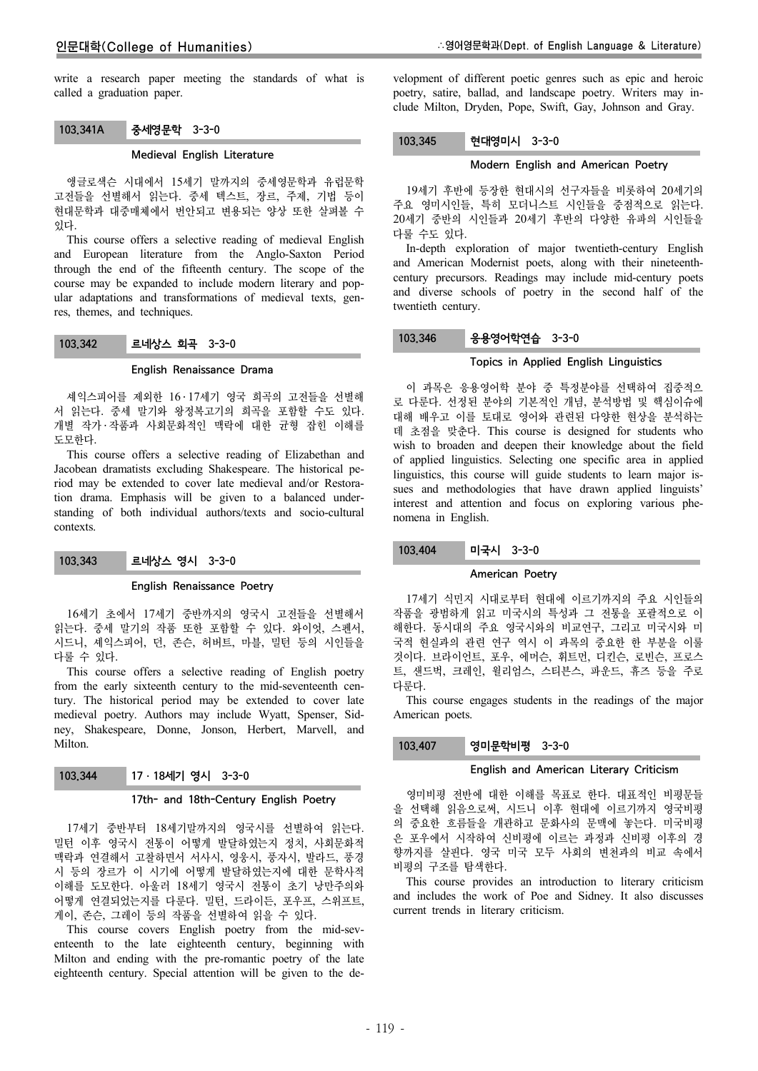write a research paper meeting the standards of what is called a graduation paper.

### 103.341A 중세영문학 3-3-0

#### Medieval English Literature

앵글로색슨 시대에서 15세기 말까지의 중세영문학과 유럽문학 고전들을 선별해서 읽는다. 중세 텍스트, 장르, 주제, 기법 등이 현대문학과 대중매체에서 번안되고 변용되는 양상 또한 살펴볼 수 있다.

This course offers a selective reading of medieval English and European literature from the Anglo-Saxton Period through the end of the fifteenth century. The scope of the course may be expanded to include modern literary and popular adaptations and transformations of medieval texts, genres, themes, and techniques.

### 103.342 르네상스 희곡 3-3-0

#### English Renaissance Drama

셰익스피어를 제외한 16·17세기 영국 희곡의 고전들을 선별해서 읽는다. 중세 말기와 왕정복고기의 희곡을 포함할 수도 있다. 개별 작가·작품과 사회문화적인 맥락에 대한 균형 잡힌 이해를 도모한다.

This course offers a selective reading of Elizabethan and Jacobean dramatists excluding Shakespeare. The historical period may be extended to cover late medieval and/or Restoration drama. Emphasis will be given to a balanced understanding of both individual authors/texts and socio-cultural contexts.

### 103.343 르네상스 영시 3-3-0

#### English Renaissance Poetry

16세기 초에서 17세기 중반까지의 영국시 고전들을 선별해서 읽는다. 중세 말기의 작품 또한 포함할 수 있다. 와이엇, 스펜서, 시드니, 셰익스피어, 던, 존슨, 허버트, 마블, 밀턴 등의 시인들을 다룰 수 있다.

This course offers a selective reading of English poetry from the early sixteenth century to the mid-seventeenth century. The historical period may be extended to cover late medieval poetry. Authors may include Wyatt, Spenser, Sidney, Shakespeare, Donne, Jonson, Herbert, Marvell, and Milton.

### 103.344 17·18세기 영시 3-3-0

#### 17th- and 18th-Century English Poetry

17세기 중반부터 18세기말까지의 영국시를 선별하여 읽는다. 밀턴 이후 영국시 전통이 어떻게 발달하였는지 정치, 사회문화적 맥락과 연결해서 고찰하면서 서사시, 영웅시, 풍자시, 발라드, 풍경시 등의 장르가 이 시기에 어떻게 발달하였는지에 대한 문학사적 이해를 도모한다. 아울러 18세기 영국시 전통이 초기 낭만주의와 어떻게 연결되었는지를 다룬다. 밀턴, 드라이든, 포우프, 스위프트, 게이, 존슨, 그레이 등의 작품을 선별하여 읽을 수 있다.

This course covers English poetry from the mid-seventeenth to the late eighteenth century, beginning with Milton and ending with the pre-romantic poetry of the late eighteenth century. Special attention will be given to the development of different poetic genres such as epic and heroic poetry, satire, ballad, and landscape poetry. Writers may include Milton, Dryden, Pope, Swift, Gay, Johnson and Gray.

### 103.345 현대영미시 3-3-0

#### Modern English and American Poetry

19세기 후반에 등장한 현대시의 선구자들을 비롯하여 20세기의 주요 영미시인들, 특히 모더니스트 시인들을 중점적으로 읽는다. 20세기 중반의 시인들과 20세기 후반의 다양한 유파의 시인들을 다룰 수도 있다.

In-depth exploration of major twentieth-century English and American Modernist poets, along with their nineteenth-century precursors. Readings may include mid-century poets and diverse schools of poetry in the second half of the twentieth century.

### 103.346 응용영어학연습 3-3-0

#### Topics in Applied English Linguistics

이 과목은 응용영어학 분야 중 특정분야를 선택하여 집중적으로 다룬다. 선정된 분야의 기본적인 개념, 분석방법 및 핵심이슈에 대해 배우고 이를 토대로 영어와 관련된 다양한 현상을 분석하는 데 초점을 맞춘다. This course is designed for students who wish to broaden and deepen their knowledge about the field of applied linguistics. Selecting one specific area in applied linguistics, this course will guide students to learn major issues and methodologies that have drawn applied linguists' interest and attention and focus on exploring various phenomena in English.

### 103.404 미국시 3-3-0

#### American Poetry

17세기 식민지 시대로부터 현대에 이르기까지의 주요 시인들의 작품을 광범하게 읽고 미국시의 특성과 그 전통을 포괄적으로 이해한다. 동시대의 주요 영국시와의 비교연구, 그리고 미국시와 미국적 현실과의 관련 연구 역시 이 과목의 중요한 한 부분을 이룰 것이다. 브라이언트, 포우, 에머슨, 휘트먼, 디킨슨, 로빈슨, 프로스트, 샌드벅, 크레인, 윌리엄스, 스티븐스, 파운드, 휴즈 등을 주로 다룬다.

This course engages students in the readings of the major American poets.

### 103.407 영미문학비평 3-3-0

#### English and American Literary Criticism

영미비평 전반에 대한 이해를 목표로 한다. 대표적인 비평문들을 선택해 읽음으로써, 시드니 이후 현대에 이르기까지 영국비평의 중요한 흐름들을 개관하고 문화사의 문맥에 놓는다. 미국비평은 포우에서 시작하여 신비평에 이르는 과정과 신비평 이후의 경향까지를 살핀다. 영국 미국 모두 사회의 변천과의 비교 속에서 비평의 구조를 탐색한다.

This course provides an introduction to literary criticism and includes the work of Poe and Sidney. It also discusses current trends in literary criticism.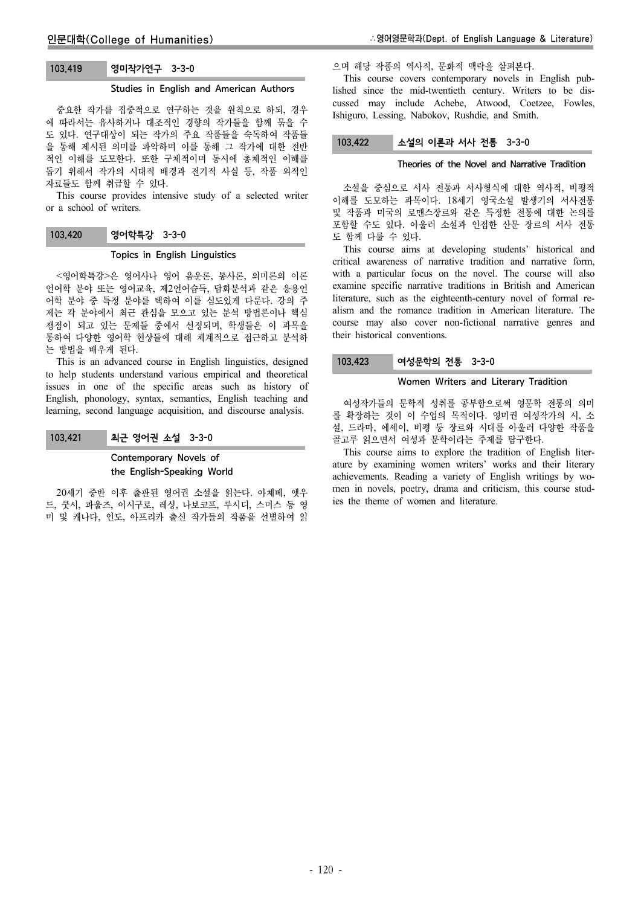### 103.419 영미작가연구 3-3-0

**Studies in English and American Authors**

중요한 작가를 집중적으로 연구하는 것을 원칙으로 하되, 경우에 따라서는 유사하거나 대조적인 경향의 작가들을 함께 묶을 수도 있다. 연구대상이 되는 작가의 주요 작품들을 숙독하여 작품들을 통해 제시된 의미를 파악하며 이를 통해 그 작가에 대한 전반적인 이해를 도모한다. 또한 구체적이며 동시에 총체적인 이해를 돕기 위해서 작가의 시대적 배경과 전기적 사실 등, 작품 외적인 자료들도 함께 취급할 수 있다.

This course provides intensive study of a selected writer or a school of writers.

### 103.420 영어학특강 3-3-0

**Topics in English Linguistics**

<영어학특강>은 영어사나 영어 음운론, 통사론, 의미론의 이론언어학 분야 또는 영어교육, 제2언어습득, 담화분석과 같은 응용언어학 분야 중 특정 분야를 택하여 이를 심도있게 다룬다. 강의 주제는 각 분야에서 최근 관심을 모으고 있는 분석 방법론이나 핵심 쟁점이 되고 있는 문제들 중에서 선정되며, 학생들은 이 과목을 통하여 다양한 영어학 현상들에 대해 체계적으로 접근하고 분석하는 방법을 배우게 된다.

This is an advanced course in English linguistics, designed to help students understand various empirical and theoretical issues in one of the specific areas such as history of English, phonology, syntax, semantics, English teaching and learning, second language acquisition, and discourse analysis.

### 103.421 최근 영어권 소설 3-3-0

**Contemporary Novels of the English-Speaking World**

20세기 중반 이후 출판된 영어권 소설을 읽는다. 아체베, 앳우드, 쿳시, 파울즈, 이시구로, 레싱, 나보코프, 루시디, 스미스 등 영미 및 캐나다, 인도, 아프리카 출신 작가들의 작품을 선별하여 읽으며 해당 작품의 역사적, 문화적 맥락을 살펴본다.

This course covers contemporary novels in English published since the mid-twentieth century. Writers to be discussed may include Achebe, Atwood, Coetzee, Fowles, Ishiguro, Lessing, Nabokov, Rushdie, and Smith.

### 103.422 소설의 이론과 서사 전통 3-3-0

**Theories of the Novel and Narrative Tradition**

소설을 중심으로 서사 전통과 서사형식에 대한 역사적, 비평적 이해를 도모하는 과목이다. 18세기 영국소설 발생기의 서사전통 및 작품과 미국의 로맨스장르와 같은 특정한 전통에 대한 논의를 포함할 수도 있다. 아울러 소설과 인접한 산문 장르의 서사 전통도 함께 다룰 수 있다.

This course aims at developing students' historical and critical awareness of narrative tradition and narrative form, with a particular focus on the novel. The course will also examine specific narrative traditions in British and American literature, such as the eighteenth-century novel of formal realism and the romance tradition in American literature. The course may also cover non-fictional narrative genres and their historical conventions.

### 103.423 여성문학의 전통 3-3-0

**Women Writers and Literary Tradition**

여성작가들의 문학적 성취를 공부함으로써 영문학 전통의 의미를 확장하는 것이 이 수업의 목적이다. 영미권 여성작가의 시, 소설, 드라마, 에세이, 비평 등 장르와 시대를 아울러 다양한 작품을 골고루 읽으면서 여성과 문학이라는 주제를 탐구한다.

This course aims to explore the tradition of English literature by examining women writers' works and their literary achievements. Reading a variety of English writings by women in novels, poetry, drama and criticism, this course studies the theme of women and literature.